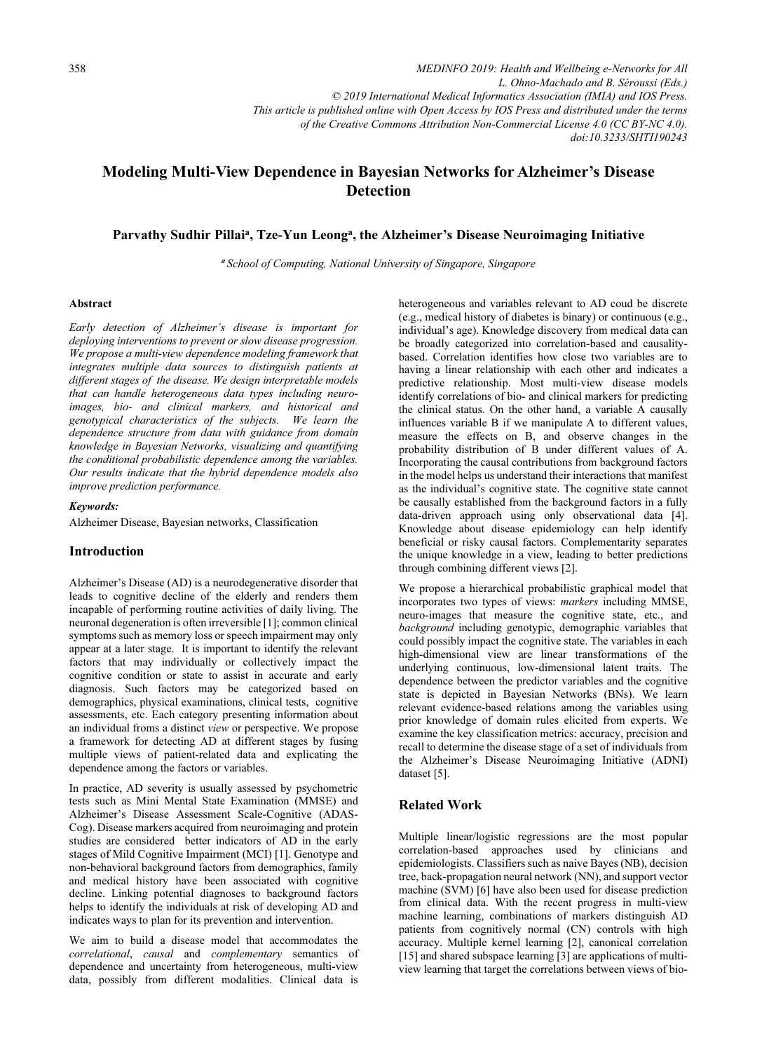# Modeling Multi-View Dependence in Bayesian Networks for Alzheimer's Disease Detection

**Parvathy Sudhir Pillai[a], Tze-Yun Leong[a], the Alzheimer's Disease Neuroimaging Initiative**

[a] *School of Computing, National University of Singapore, Singapore*

### Abstract

*Early detection of Alzheimer's disease is important for deploying interventions to prevent or slow disease progression. We propose a multi-view dependence modeling framework that integrates multiple data sources to distinguish patients at different stages of the disease. We design interpretable models that can handle heterogeneous data types including neuro-images, bio- and clinical markers, and historical and genotypical characteristics of the subjects. We learn the dependence structure from data with guidance from domain knowledge in Bayesian Networks, visualizing and quantifying the conditional probabilistic dependence among the variables. Our results indicate that the hybrid dependence models also improve prediction performance.*

***Keywords:***

Alzheimer Disease, Bayesian networks, Classification

## Introduction

Alzheimer's Disease (AD) is a neurodegenerative disorder that leads to cognitive decline of the elderly and renders them incapable of performing routine activities of daily living. The neuronal degeneration is often irreversible [1]; common clinical symptoms such as memory loss or speech impairment may only appear at a later stage. It is important to identify the relevant factors that may individually or collectively impact the cognitive condition or state to assist in accurate and early diagnosis. Such factors may be categorized based on demographics, physical examinations, clinical tests, cognitive assessments, etc. Each category presenting information about an individual froms a distinct *view* or perspective. We propose a framework for detecting AD at different stages by fusing multiple views of patient-related data and explicating the dependence among the factors or variables.

In practice, AD severity is usually assessed by psychometric tests such as Mini Mental State Examination (MMSE) and Alzheimer's Disease Assessment Scale-Cognitive (ADAS-Cog). Disease markers acquired from neuroimaging and protein studies are considered better indicators of AD in the early stages of Mild Cognitive Impairment (MCI) [1]. Genotype and non-behavioral background factors from demographics, family and medical history have been associated with cognitive decline. Linking potential diagnoses to background factors helps to identify the individuals at risk of developing AD and indicates ways to plan for its prevention and intervention.

We aim to build a disease model that accommodates the *correlational*, *causal* and *complementary* semantics of dependence and uncertainty from heterogeneous, multi-view data, possibly from different modalities. Clinical data is heterogeneous and variables relevant to AD coud be discrete (e.g., medical history of diabetes is binary) or continuous (e.g., individual's age). Knowledge discovery from medical data can be broadly categorized into correlation-based and causality-based. Correlation identifies how close two variables are to having a linear relationship with each other and indicates a predictive relationship. Most multi-view disease models identify correlations of bio- and clinical markers for predicting the clinical status. On the other hand, a variable A causally influences variable B if we manipulate A to different values, measure the effects on B, and observe changes in the probability distribution of B under different values of A. Incorporating the causal contributions from background factors in the model helps us understand their interactions that manifest as the individual's cognitive state. The cognitive state cannot be causally established from the background factors in a fully data-driven approach using only observational data [4]. Knowledge about disease epidemiology can help identify beneficial or risky causal factors. Complementarity separates the unique knowledge in a view, leading to better predictions through combining different views [2].

We propose a hierarchical probabilistic graphical model that incorporates two types of views: *markers* including MMSE, neuro-images that measure the cognitive state, etc., and *background* including genotypic, demographic variables that could possibly impact the cognitive state. The variables in each high-dimensional view are linear transformations of the underlying continuous, low-dimensional latent traits. The dependence between the predictor variables and the cognitive state is depicted in Bayesian Networks (BNs). We learn relevant evidence-based relations among the variables using prior knowledge of domain rules elicited from experts. We examine the key classification metrics: accuracy, precision and recall to determine the disease stage of a set of individuals from the Alzheimer's Disease Neuroimaging Initiative (ADNI) dataset [5].

## Related Work

Multiple linear/logistic regressions are the most popular correlation-based approaches used by clinicians and epidemiologists. Classifiers such as naive Bayes (NB), decision tree, back-propagation neural network (NN), and support vector machine (SVM) [6] have also been used for disease prediction from clinical data. With the recent progress in multi-view machine learning, combinations of markers distinguish AD patients from cognitively normal (CN) controls with high accuracy. Multiple kernel learning [2], canonical correlation [15] and shared subspace learning [3] are applications of multi-view learning that target the correlations between views of bio-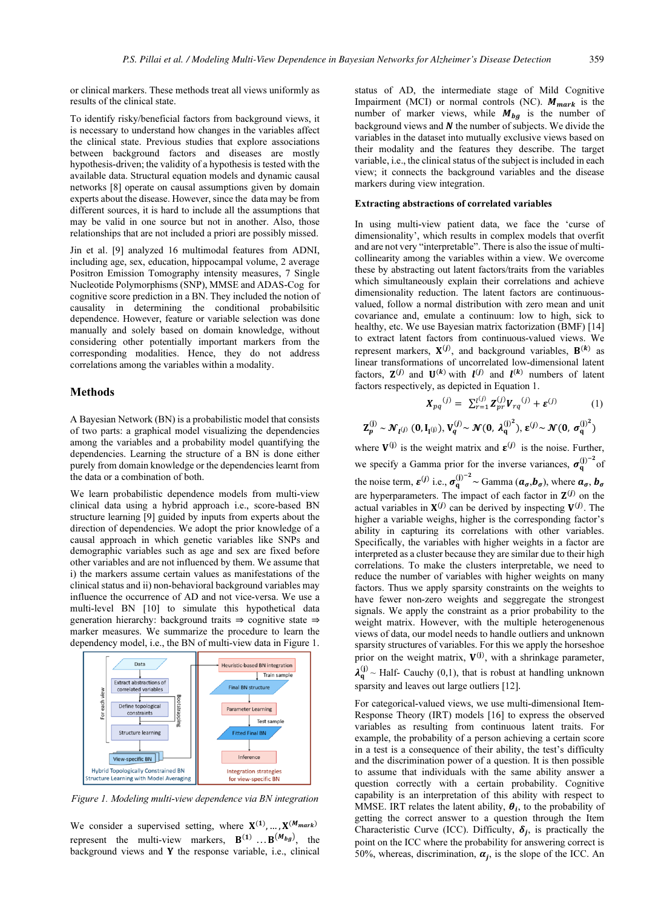or clinical markers. These methods treat all views uniformly as results of the clinical state.

To identify risky/beneficial factors from background views, it is necessary to understand how changes in the variables affect the clinical state. Previous studies that explore associations between background factors and diseases are mostly hypothesis-driven; the validity of a hypothesis is tested with the available data. Structural equation models and dynamic causal networks [8] operate on causal assumptions given by domain experts about the disease. However, since the data may be from different sources, it is hard to include all the assumptions that may be valid in one source but not in another. Also, those relationships that are not included a priori are possibly missed.

Jin et al. [9] analyzed 16 multimodal features from ADNI, including age, sex, education, hippocampal volume, 2 average Positron Emission Tomography intensity measures, 7 Single Nucleotide Polymorphisms (SNP), MMSE and ADAS-Cog for cognitive score prediction in a BN. They included the notion of causality in determining the conditional probabilistic dependence. However, feature or variable selection was done manually and solely based on domain knowledge, without considering other potentially important markers from the corresponding modalities. Hence, they do not address correlations among the variables within a modality.

## Methods

A Bayesian Network (BN) is a probabilistic model that consists of two parts: a graphical model visualizing the dependencies among the variables and a probability model quantifying the dependencies. Learning the structure of a BN is done either purely from domain knowledge or the dependencies learnt from the data or a combination of both.

We learn probabilistic dependence models from multi-view clinical data using a hybrid approach i.e., score-based BN structure learning [9] guided by inputs from experts about the direction of dependencies. We adopt the prior knowledge of a causal approach in which genetic variables like SNPs and demographic variables such as age and sex are fixed before other variables and are not influenced by them. We assume that i) the markers assume certain values as manifestations of the clinical status and ii) non-behavioral background variables may influence the occurrence of AD and not vice-versa. We use a multi-level BN [10] to simulate this hypothetical data generation hierarchy: background traits ⇒ cognitive state ⇒ marker measures. We summarize the procedure to learn the dependency model, i.e., the BN of multi-view data in Figure 1.

*Figure 1. Modeling multi-view dependence via BN integration*

We consider a supervised setting, where $\mathbf{X}^{(1)}, \ldots, \mathbf{X}^{(M_{mark})}$ represent the multi-view markers, $\mathbf{B}^{(1)} \ldots \mathbf{B}^{(M_{bg})}$, the background views and $\mathbf{Y}$ the response variable, i.e., clinical status of AD, the intermediate stage of Mild Cognitive Impairment (MCI) or normal controls (NC). $\boldsymbol{M_{mark}}$ is the number of marker views, while $\boldsymbol{M_{bg}}$ is the number of background views and $\boldsymbol{N}$ the number of subjects. We divide the variables in the dataset into mutually exclusive views based on their modality and the features they describe. The target variable, i.e., the clinical status of the subject is included in each view; it connects the background variables and the disease markers during view integration.

### Extracting abstractions of correlated variables

In using multi-view patient data, we face the 'curse of dimensionality', which results in complex models that overfit and are not very "interpretable". There is also the issue of multi-collinearity among the variables within a view. We overcome these by abstracting out latent factors/traits from the variables which simultaneously explain their correlations and achieve dimensionality reduction. The latent factors are continuous-valued, follow a normal distribution with zero mean and unit covariance and, emulate a continuum: low to high, sick to healthy, etc. We use Bayesian matrix factorization (BMF) [14] to extract latent factors from continuous-valued views. We represent markers, $\mathbf{X}^{(j)}$, and background variables, $\mathbf{B}^{(k)}$ as linear transformations of uncorrelated low-dimensional latent factors, $\mathbf{Z}^{(j)}$ and $\mathbf{U}^{(k)}$ with $l^{(j)}$ and $l^{(k)}$ numbers of latent factors respectively, as depicted in Equation 1.

$$\boldsymbol{X_{pq}}^{(j)} = \sum_{r=1}^{l^{(j)}} \boldsymbol{Z}_{pr}^{(j)} \boldsymbol{V}_{rq}^{(j)} + \boldsymbol{\varepsilon}^{(j)} \quad (1)$$

$$\mathbf{Z}_p^{(j)} \sim \mathcal{N}_{l^{(j)}}(\mathbf{0}, \mathbf{I}_{l^{(j)}}),\ \mathbf{V}_q^{(j)} \sim \mathcal{N}(\mathbf{0}, {\boldsymbol{\lambda}_q^{(j)}}^2),\ \boldsymbol{\varepsilon}^{(j)} \sim \mathcal{N}(\mathbf{0}, {\boldsymbol{\sigma}_q^{(j)}}^2)$$

where $\mathbf{V}^{(j)}$ is the weight matrix and $\boldsymbol{\varepsilon}^{(j)}$ is the noise. Further, we specify a Gamma prior for the inverse variances, ${\boldsymbol{\sigma}_q^{(j)}}^{-2}$ of the noise term, $\boldsymbol{\varepsilon}^{(j)}$ i.e., ${\boldsymbol{\sigma}_q^{(j)}}^{-2} \sim$ Gamma $(\boldsymbol{a_\sigma}, \boldsymbol{b_\sigma})$, where $\boldsymbol{a_\sigma}$, $\boldsymbol{b_\sigma}$ are hyperparameters. The impact of each factor in $\mathbf{Z}^{(j)}$ on the actual variables in $\mathbf{X}^{(j)}$ can be derived by inspecting $\mathbf{V}^{(j)}$. The higher a variable weighs, higher is the corresponding factor's ability in capturing its correlations with other variables. Specifically, the variables with higher weights in a factor are interpreted as a cluster because they are similar due to their high correlations. To make the clusters interpretable, we need to reduce the number of variables with higher weights on many factors. Thus we apply sparsity constraints on the weights to have fewer non-zero weights and segregate the strongest signals. We apply the constraint as a prior probability to the weight matrix. However, with the multiple heterogeneous views of data, our model needs to handle outliers and unknown sparsity structures of variables. For this we apply the horseshoe prior on the weight matrix, $\mathbf{V}^{(j)}$, with a shrinkage parameter, $\boldsymbol{\lambda}_q^{(j)} \sim$ Half- Cauchy (0,1), that is robust at handling unknown sparsity and leaves out large outliers [12].

For categorical-valued views, we use multi-dimensional Item-Response Theory (IRT) models [16] to express the observed variables as resulting from continuous latent traits. For example, the probability of a person achieving a certain score in a test is a consequence of their ability, the test's difficulty and the discrimination power of a question. It is then possible to assume that individuals with the same ability answer a question correctly with a certain probability. Cognitive capability is an interpretation of this ability with respect to MMSE. IRT relates the latent ability, $\boldsymbol{\theta_i}$, to the probability of getting the correct answer to a question through the Item Characteristic Curve (ICC). Difficulty, $\boldsymbol{\delta_j}$, is practically the point on the ICC where the probability for answering correct is 50%, whereas, discrimination, $\boldsymbol{\alpha_j}$, is the slope of the ICC. An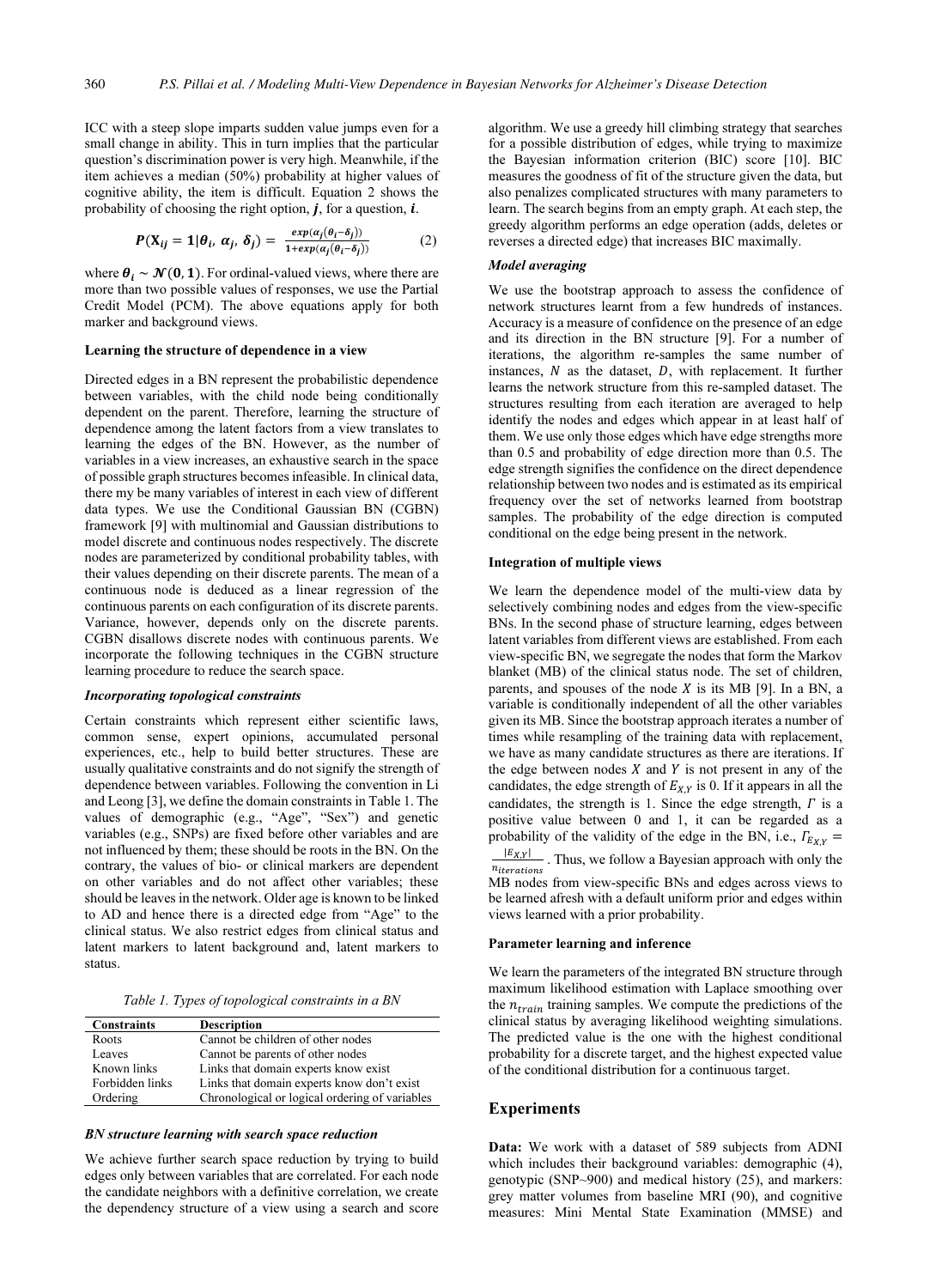ICC with a steep slope imparts sudden value jumps even for a small change in ability. This in turn implies that the particular question's discrimination power is very high. Meanwhile, if the item achieves a median (50%) probability at higher values of cognitive ability, the item is difficult. Equation 2 shows the probability of choosing the right option, $\boldsymbol{j}$, for a question, $\boldsymbol{i}$.

$$\boldsymbol{P}(\mathbf{X}_{ij} = \mathbf{1}|\boldsymbol{\theta}_i, \boldsymbol{\alpha}_j, \boldsymbol{\delta}_j) = \frac{exp(\alpha_j(\theta_i - \delta_j))}{1 + exp(\alpha_j(\theta_i - \delta_j))} \quad (2)$$

where $\boldsymbol{\theta}_i \sim \mathcal{N}(\mathbf{0}, \mathbf{1})$. For ordinal-valued views, where there are more than two possible values of responses, we use the Partial Credit Model (PCM). The above equations apply for both marker and background views.

#### Learning the structure of dependence in a view

Directed edges in a BN represent the probabilistic dependence between variables, with the child node being conditionally dependent on the parent. Therefore, learning the structure of dependence among the latent factors from a view translates to learning the edges of the BN. However, as the number of variables in a view increases, an exhaustive search in the space of possible graph structures becomes infeasible. In clinical data, there my be many variables of interest in each view of different data types. We use the Conditional Gaussian BN (CGBN) framework [9] with multinomial and Gaussian distributions to model discrete and continuous nodes respectively. The discrete nodes are parameterized by conditional probability tables, with their values depending on their discrete parents. The mean of a continuous node is deduced as a linear regression of the continuous parents on each configuration of its discrete parents. Variance, however, depends only on the discrete parents. CGBN disallows discrete nodes with continuous parents. We incorporate the following techniques in the CGBN structure learning procedure to reduce the search space.

##### *Incorporating topological constraints*

Certain constraints which represent either scientific laws, common sense, expert opinions, accumulated personal experiences, etc., help to build better structures. These are usually qualitative constraints and do not signify the strength of dependence between variables. Following the convention in Li and Leong [3], we define the domain constraints in Table 1. The values of demographic (e.g., "Age", "Sex") and genetic variables (e.g., SNPs) are fixed before other variables and are not influenced by them; these should be roots in the BN. On the contrary, the values of bio- or clinical markers are dependent on other variables and do not affect other variables; these should be leaves in the network. Older age is known to be linked to AD and hence there is a directed edge from "Age" to the clinical status. We also restrict edges from clinical status and latent markers to latent background and, latent markers to status.

*Table 1. Types of topological constraints in a BN*

| Constraints | Description |
| --- | --- |
| Roots | Cannot be children of other nodes |
| Leaves | Cannot be parents of other nodes |
| Known links | Links that domain experts know exist |
| Forbidden links | Links that domain experts know don't exist |
| Ordering | Chronological or logical ordering of variables |

##### *BN structure learning with search space reduction*

We achieve further search space reduction by trying to build edges only between variables that are correlated. For each node the candidate neighbors with a definitive correlation, we create the dependency structure of a view using a search and score algorithm. We use a greedy hill climbing strategy that searches for a possible distribution of edges, while trying to maximize the Bayesian information criterion (BIC) score [10]. BIC measures the goodness of fit of the structure given the data, but also penalizes complicated structures with many parameters to learn. The search begins from an empty graph. At each step, the greedy algorithm performs an edge operation (adds, deletes or reverses a directed edge) that increases BIC maximally.

##### *Model averaging*

We use the bootstrap approach to assess the confidence of network structures learnt from a few hundreds of instances. Accuracy is a measure of confidence on the presence of an edge and its direction in the BN structure [9]. For a number of iterations, the algorithm re-samples the same number of instances, $N$ as the dataset, $D$, with replacement. It further learns the network structure from this re-sampled dataset. The structures resulting from each iteration are averaged to help identify the nodes and edges which appear in at least half of them. We use only those edges which have edge strengths more than 0.5 and probability of edge direction more than 0.5. The edge strength signifies the confidence on the direct dependence relationship between two nodes and is estimated as its empirical frequency over the set of networks learned from bootstrap samples. The probability of the edge direction is computed conditional on the edge being present in the network.

#### Integration of multiple views

We learn the dependence model of the multi-view data by selectively combining nodes and edges from the view-specific BNs. In the second phase of structure learning, edges between latent variables from different views are established. From each view-specific BN, we segregate the nodes that form the Markov blanket (MB) of the clinical status node. The set of children, parents, and spouses of the node $X$ is its MB [9]. In a BN, a variable is conditionally independent of all the other variables given its MB. Since the bootstrap approach iterates a number of times while resampling of the training data with replacement, we have as many candidate structures as there are iterations. If the edge between nodes $X$ and $Y$ is not present in any of the candidates, the edge strength of $E_{X,Y}$ is 0. If it appears in all the candidates, the strength is 1. Since the edge strength, $\Gamma$ is a positive value between 0 and 1, it can be regarded as a probability of the validity of the edge in the BN, i.e., $\Gamma_{E_{X,Y}} = \frac{|E_{X,Y}|}{n_{iterations}}$. Thus, we follow a Bayesian approach with only the MB nodes from view-specific BNs and edges across views to be learned afresh with a default uniform prior and edges within views learned with a prior probability.

#### Parameter learning and inference

We learn the parameters of the integrated BN structure through maximum likelihood estimation with Laplace smoothing over the $n_{train}$ training samples. We compute the predictions of the clinical status by averaging likelihood weighting simulations. The predicted value is the one with the highest conditional probability for a discrete target, and the highest expected value of the conditional distribution for a continuous target.

## Experiments

**Data:** We work with a dataset of 589 subjects from ADNI which includes their background variables: demographic (4), genotypic (SNP~900) and medical history (25), and markers: grey matter volumes from baseline MRI (90), and cognitive measures: Mini Mental State Examination (MMSE) and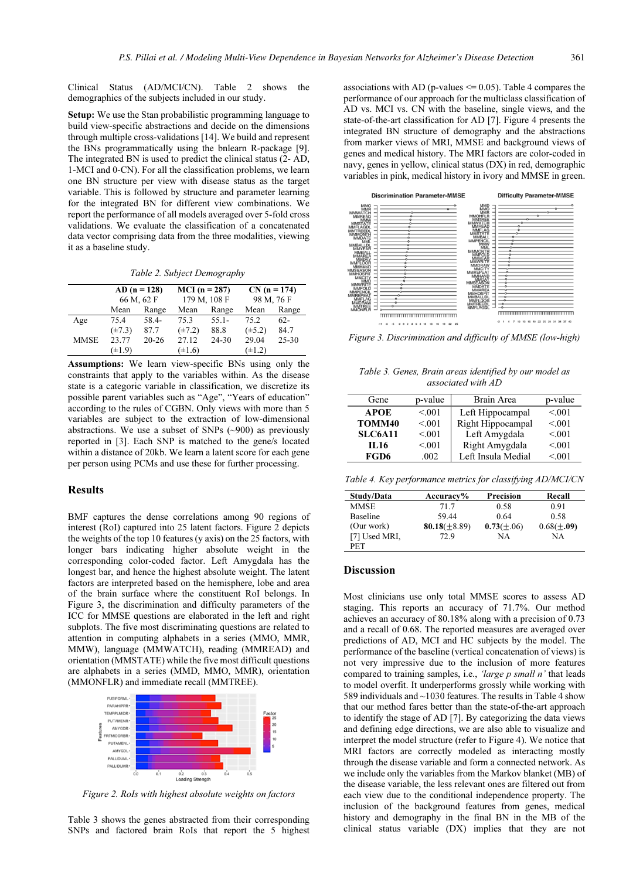Clinical Status (AD/MCI/CN). Table 2 shows the demographics of the subjects included in our study.

**Setup:** We use the Stan probabilistic programming language to build view-specific abstractions and decide on the dimensions through multiple cross-validations [14]. We build and represent the BNs programmatically using the bnlearn R-package [9]. The integrated BN is used to predict the clinical status (2- AD, 1-MCI and 0-CN). For all the classification problems, we learn one BN structure per view with disease status as the target variable. This is followed by structure and parameter learning for the integrated BN for different view combinations. We report the performance of all models averaged over 5-fold cross validations. We evaluate the classification of a concatenated data vector comprising data from the three modalities, viewing it as a baseline study.

*Table 2. Subject Demography*

| | AD (n = 128) | | MCI (n = 287) | | CN (n = 174) | |
|---|---|---|---|---|---|---|
| | 66 M, 62 F | | 179 M, 108 F | | 98 M, 76 F | |
| | Mean | Range | Mean | Range | Mean | Range |
| Age | 75.4 (±7.3) | 58.4-87.7 | 75.3 (±7.2) | 55.1-88.8 | 75.2 (±5.2) | 62-84.7 |
| MMSE | 23.77 (±1.9) | 20-26 | 27.12 (±1.6) | 24-30 | 29.04 (±1.2) | 25-30 |

**Assumptions:** We learn view-specific BNs using only the constraints that apply to the variables within. As the disease state is a categoric variable in classification, we discretize its possible parent variables such as "Age", "Years of education" according to the rules of CGBN. Only views with more than 5 variables are subject to the extraction of low-dimensional abstractions. We use a subset of SNPs (~900) as previously reported in [3]. Each SNP is matched to the gene/s located within a distance of 20kb. We learn a latent score for each gene per person using PCMs and use these for further processing.

## Results

BMF captures the dense correlations among 90 regions of interest (RoI) captured into 25 latent factors. Figure 2 depicts the weights of the top 10 features (y axis) on the 25 factors, with longer bars indicating higher absolute weight in the corresponding color-coded factor. Left Amygdala has the longest bar, and hence the highest absolute weight. The latent factors are interpreted based on the hemisphere, lobe and area of the brain surface where the constituent RoI belongs. In Figure 3, the discrimination and difficulty parameters of the ICC for MMSE questions are elaborated in the left and right subplots. The five most discriminating questions are related to attention in computing alphabets in a series (MMO, MMR, MMW), language (MMWATCH), reading (MMREAD) and orientation (MMSTATE) while the five most difficult questions are alphabets in a series (MMD, MMO, MMR), orientation (MMONFLR) and immediate recall (MMTREE).

*Figure 2. RoIs with highest absolute weights on factors*

Table 3 shows the genes abstracted from their corresponding SNPs and factored brain RoIs that report the 5 highest associations with AD (p-values <= 0.05). Table 4 compares the performance of our approach for the multiclass classification of AD vs. MCI vs. CN with the baseline, single views, and the state-of-the-art classification for AD [7]. Figure 4 presents the integrated BN structure of demography and the abstractions from marker views of MRI, MMSE and background views of genes and medical history. The MRI factors are color-coded in navy, genes in yellow, clinical status (DX) in red, demographic variables in pink, medical history in ivory and MMSE in green.

*Figure 3. Discrimination and difficulty of MMSE (low-high)*

*Table 3. Genes, Brain areas identified by our model as associated with AD*

| Gene | p-value | Brain Area | p-value |
|---|---|---|---|
| **APOE** | <.001 | Left Hippocampal | <.001 |
| **TOMM40** | <.001 | Right Hippocampal | <.001 |
| **SLC6A11** | <.001 | Left Amygdala | <.001 |
| **IL16** | <.001 | Right Amygdala | <.001 |
| **FGD6** | .002 | Left Insula Medial | <.001 |

*Table 4. Key performance metrics for classifying AD/MCI/CN*

| Study/Data | Accuracy% | Precision | Recall |
|---|---|---|---|
| MMSE | 71.7 | 0.58 | 0.91 |
| Baseline | 59.44 | 0.64 | 0.58 |
| (Our work) | **80.18**(±8.89) | **0.73**(±.06) | 0.68(±.**09**) |
| [7] Used MRI, PET | 72.9 | NA | NA |

## Discussion

Most clinicians use only total MMSE scores to assess AD staging. This reports an accuracy of 71.7%. Our method achieves an accuracy of 80.18% along with a precision of 0.73 and a recall of 0.68. The reported measures are averaged over predictions of AD, MCI and HC subjects by the model. The performance of the baseline (vertical concatenation of views) is not very impressive due to the inclusion of more features compared to training samples, i.e., *'large p small n'* that leads to model overfit. It underperforms grossly while working with 589 individuals and ~1030 features. The results in Table 4 show that our method fares better than the state-of-the-art approach to identify the stage of AD [7]. By categorizing the data views and defining edge directions, we are also able to visualize and interpret the model structure (refer to Figure 4). We notice that MRI factors are correctly modeled as interacting mostly through the disease variable and form a connected network. As we include only the variables from the Markov blanket (MB) of the disease variable, the less relevant ones are filtered out from each view due to the conditional independence property. The inclusion of the background features from genes, medical history and demography in the final BN in the MB of the clinical status variable (DX) implies that they are not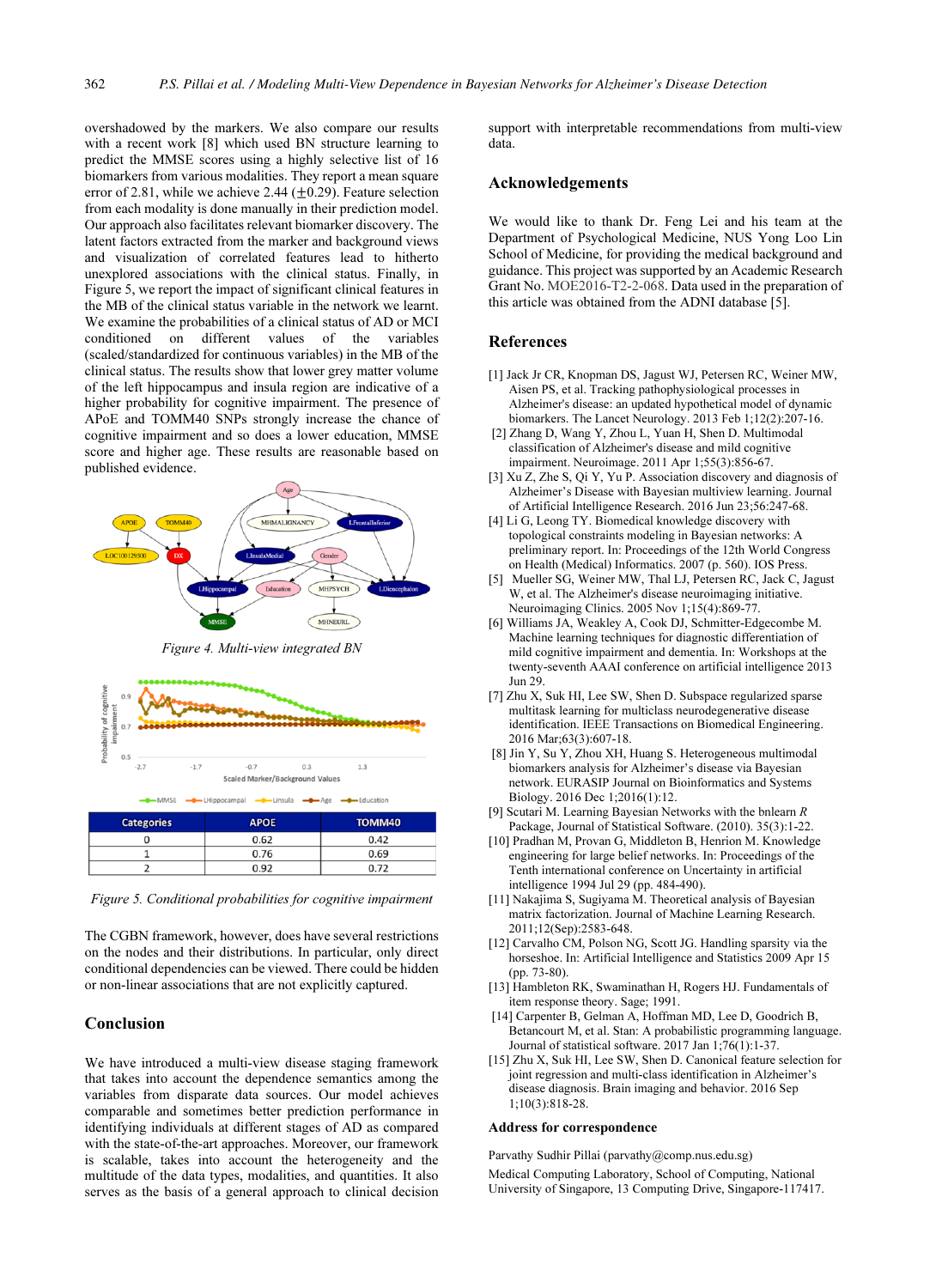overshadowed by the markers. We also compare our results with a recent work [8] which used BN structure learning to predict the MMSE scores using a highly selective list of 16 biomarkers from various modalities. They report a mean square error of 2.81, while we achieve 2.44 (±0.29). Feature selection from each modality is done manually in their prediction model. Our approach also facilitates relevant biomarker discovery. The latent factors extracted from the marker and background views and visualization of correlated features lead to hitherto unexplored associations with the clinical status. Finally, in Figure 5, we report the impact of significant clinical features in the MB of the clinical status variable in the network we learnt. We examine the probabilities of a clinical status of AD or MCI conditioned on different values of the variables (scaled/standardized for continuous variables) in the MB of the clinical status. The results show that lower grey matter volume of the left hippocampus and insula region are indicative of a higher probability for cognitive impairment. The presence of APoE and TOMM40 SNPs strongly increase the chance of cognitive impairment and so does a lower education, MMSE score and higher age. These results are reasonable based on published evidence.

Age
APOE
TOMM40
MHMALIGNANCY
LFrontalInferior
LOC100129500
DX
LInsulaMedial
Gender
LHippocampal
Education
MHPSYCH
LDiencephalon
MMSE
MHNEURL

*Figure 4. Multi-view integrated BN*

Probability of cognitive impairment
0.9
0.7
0.5
-2.7
-1.7
-0.7
0.3
1.3
Scaled Marker/Background Values
MMSE
LHippocampal
LInsula
Age
Education

| Categories | APOE | TOMM40 |
|---|---|---|
| 0 | 0.62 | 0.42 |
| 1 | 0.76 | 0.69 |
| 2 | 0.92 | 0.72 |

*Figure 5. Conditional probabilities for cognitive impairment*

The CGBN framework, however, does have several restrictions on the nodes and their distributions. In particular, only direct conditional dependencies can be viewed. There could be hidden or non-linear associations that are not explicitly captured.

## Conclusion

We have introduced a multi-view disease staging framework that takes into account the dependence semantics among the variables from disparate data sources. Our model achieves comparable and sometimes better prediction performance in identifying individuals at different stages of AD as compared with the state-of-the-art approaches. Moreover, our framework is scalable, takes into account the heterogeneity and the multitude of the data types, modalities, and quantities. It also serves as the basis of a general approach to clinical decision support with interpretable recommendations from multi-view data.

## Acknowledgements

We would like to thank Dr. Feng Lei and his team at the Department of Psychological Medicine, NUS Yong Loo Lin School of Medicine, for providing the medical background and guidance. This project was supported by an Academic Research Grant No. MOE2016-T2-2-068. Data used in the preparation of this article was obtained from the ADNI database [5].

## References

[1] Jack Jr CR, Knopman DS, Jagust WJ, Petersen RC, Weiner MW, Aisen PS, et al. Tracking pathophysiological processes in Alzheimer's disease: an updated hypothetical model of dynamic biomarkers. The Lancet Neurology. 2013 Feb 1;12(2):207-16.

[2] Zhang D, Wang Y, Zhou L, Yuan H, Shen D. Multimodal classification of Alzheimer's disease and mild cognitive impairment. Neuroimage. 2011 Apr 1;55(3):856-67.

[3] Xu Z, Zhe S, Qi Y, Yu P. Association discovery and diagnosis of Alzheimer's Disease with Bayesian multiview learning. Journal of Artificial Intelligence Research. 2016 Jun 23;56:247-68.

[4] Li G, Leong TY. Biomedical knowledge discovery with topological constraints modeling in Bayesian networks: A preliminary report. In: Proceedings of the 12th World Congress on Health (Medical) Informatics. 2007 (p. 560). IOS Press.

[5] Mueller SG, Weiner MW, Thal LJ, Petersen RC, Jack C, Jagust W, et al. The Alzheimer's disease neuroimaging initiative. Neuroimaging Clinics. 2005 Nov 1;15(4):869-77.

[6] Williams JA, Weakley A, Cook DJ, Schmitter-Edgecombe M. Machine learning techniques for diagnostic differentiation of mild cognitive impairment and dementia. In: Workshops at the twenty-seventh AAAI conference on artificial intelligence 2013 Jun 29.

[7] Zhu X, Suk HI, Lee SW, Shen D. Subspace regularized sparse multitask learning for multiclass neurodegenerative disease identification. IEEE Transactions on Biomedical Engineering. 2016 Mar;63(3):607-18.

[8] Jin Y, Su Y, Zhou XH, Huang S. Heterogeneous multimodal biomarkers analysis for Alzheimer's disease via Bayesian network. EURASIP Journal on Bioinformatics and Systems Biology. 2016 Dec 1;2016(1):12.

[9] Scutari M. Learning Bayesian Networks with the bnlearn *R* Package, Journal of Statistical Software. (2010). 35(3):1-22.

[10] Pradhan M, Provan G, Middleton B, Henrion M. Knowledge engineering for large belief networks. In: Proceedings of the Tenth international conference on Uncertainty in artificial intelligence 1994 Jul 29 (pp. 484-490).

[11] Nakajima S, Sugiyama M. Theoretical analysis of Bayesian matrix factorization. Journal of Machine Learning Research. 2011;12(Sep):2583-648.

[12] Carvalho CM, Polson NG, Scott JG. Handling sparsity via the horseshoe. In: Artificial Intelligence and Statistics 2009 Apr 15 (pp. 73-80).

[13] Hambleton RK, Swaminathan H, Rogers HJ. Fundamentals of item response theory. Sage; 1991.

[14] Carpenter B, Gelman A, Hoffman MD, Lee D, Goodrich B, Betancourt M, et al. Stan: A probabilistic programming language. Journal of statistical software. 2017 Jan 1;76(1):1-37.

[15] Zhu X, Suk HI, Lee SW, Shen D. Canonical feature selection for joint regression and multi-class identification in Alzheimer's disease diagnosis. Brain imaging and behavior. 2016 Sep 1;10(3):818-28.

### Address for correspondence

Parvathy Sudhir Pillai (parvathy@comp.nus.edu.sg)

Medical Computing Laboratory, School of Computing, National University of Singapore, 13 Computing Drive, Singapore-117417.